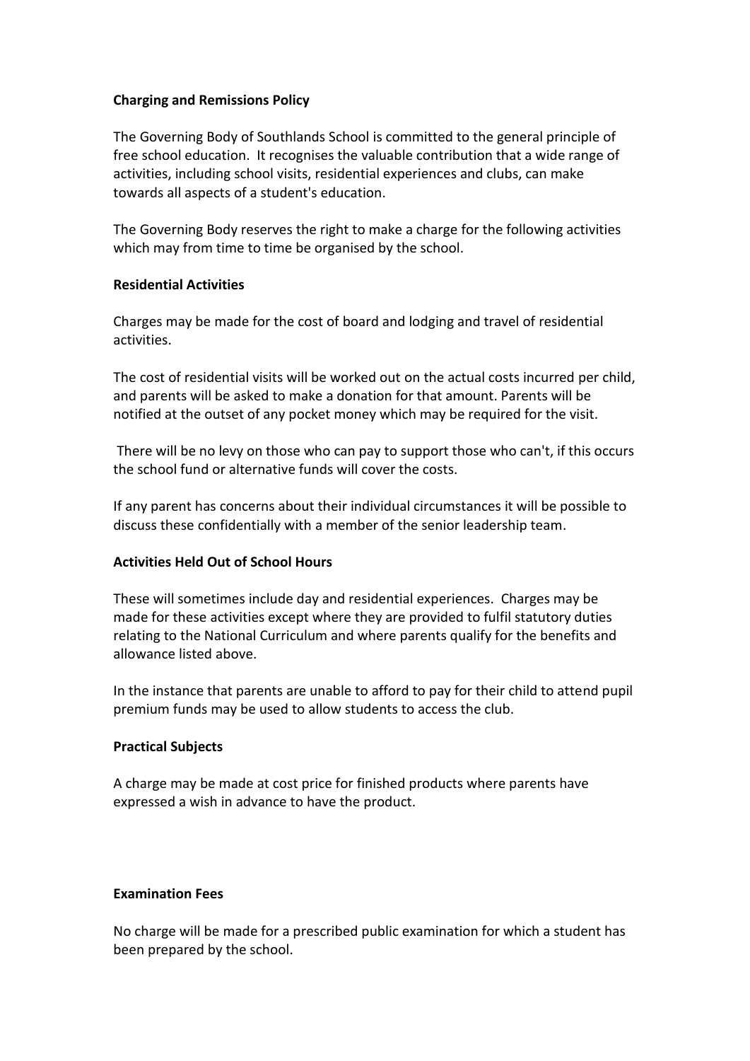## Charging and Remissions Policy

The Governing Body of Southlands School is committed to the general principle of free school education. It recognises the valuable contribution that a wide range of activities, including school visits, residential experiences and clubs, can make towards all aspects of a student's education.

The Governing Body reserves the right to make a charge for the following activities which may from time to time be organised by the school.

### Residential Activities

Charges may be made for the cost of board and lodging and travel of residential activities.

The cost of residential visits will be worked out on the actual costs incurred per child, and parents will be asked to make a donation for that amount. Parents will be notified at the outset of any pocket money which may be required for the visit.

There will be no levy on those who can pay to support those who can't, if this occurs the school fund or alternative funds will cover the costs.

If any parent has concerns about their individual circumstances it will be possible to discuss these confidentially with a member of the senior leadership team.

### Activities Held Out of School Hours

These will sometimes include day and residential experiences. Charges may be made for these activities except where they are provided to fulfil statutory duties relating to the National Curriculum and where parents qualify for the benefits and allowance listed above.

In the instance that parents are unable to afford to pay for their child to attend pupil premium funds may be used to allow students to access the club.

### Practical Subjects

A charge may be made at cost price for finished products where parents have expressed a wish in advance to have the product.

### Examination Fees

No charge will be made for a prescribed public examination for which a student has been prepared by the school.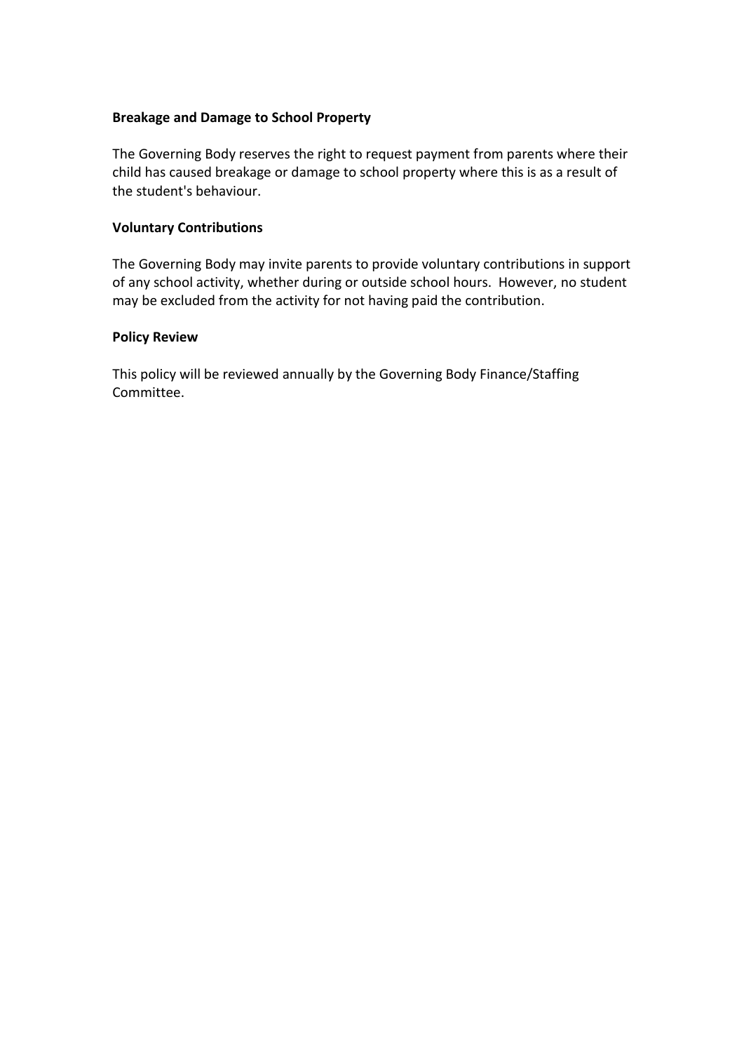**Breakage and Damage to School Property**

The Governing Body reserves the right to request payment from parents where their child has caused breakage or damage to school property where this is as a result of the student's behaviour.

**Voluntary Contributions**

The Governing Body may invite parents to provide voluntary contributions in support of any school activity, whether during or outside school hours. However, no student may be excluded from the activity for not having paid the contribution.

**Policy Review**

This policy will be reviewed annually by the Governing Body Finance/Staffing Committee.